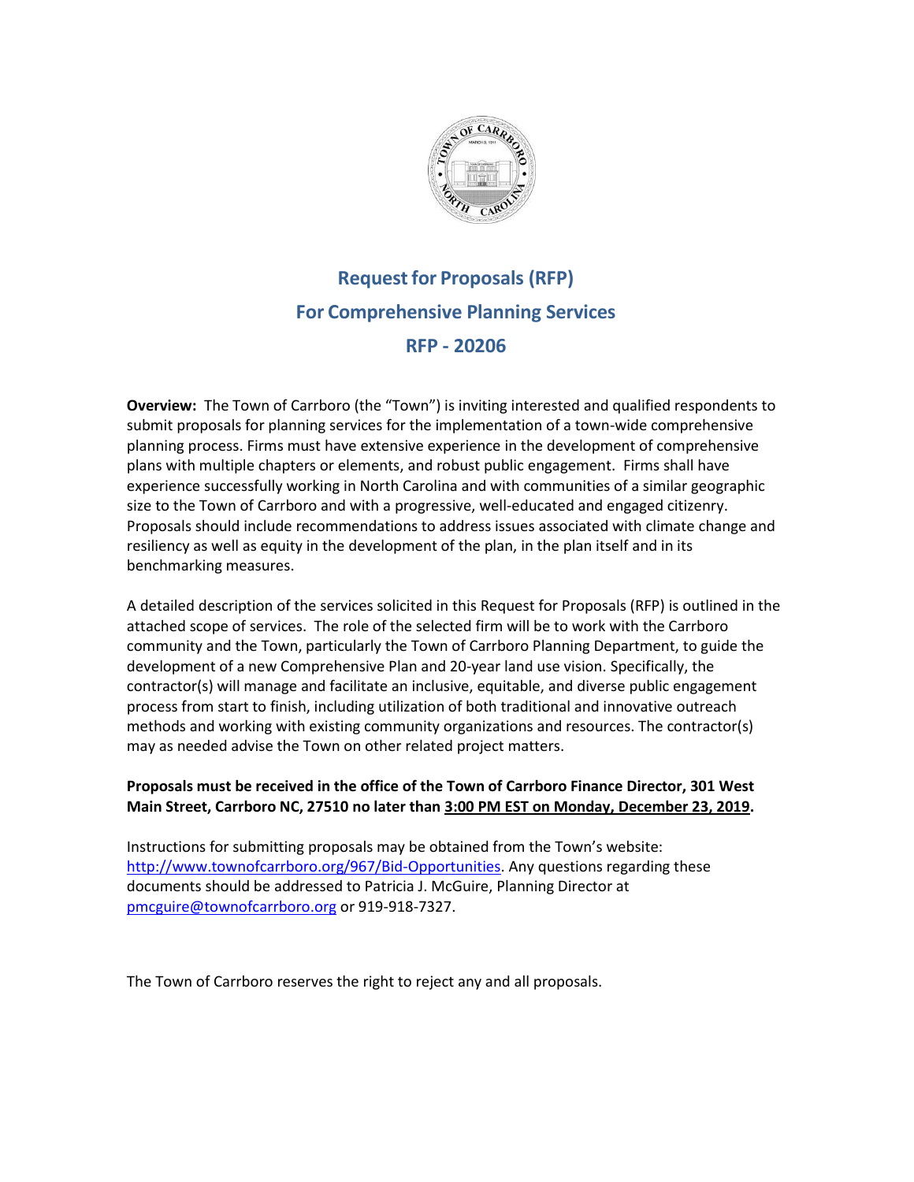# Request for Proposals (RFP)

# For Comprehensive Planning Services

# RFP - 20206

**Overview:** The Town of Carrboro (the "Town") is inviting interested and qualified respondents to submit proposals for planning services for the implementation of a town-wide comprehensive planning process. Firms must have extensive experience in the development of comprehensive plans with multiple chapters or elements, and robust public engagement. Firms shall have experience successfully working in North Carolina and with communities of a similar geographic size to the Town of Carrboro and with a progressive, well-educated and engaged citizenry. Proposals should include recommendations to address issues associated with climate change and resiliency as well as equity in the development of the plan, in the plan itself and in its benchmarking measures.

A detailed description of the services solicited in this Request for Proposals (RFP) is outlined in the attached scope of services. The role of the selected firm will be to work with the Carrboro community and the Town, particularly the Town of Carrboro Planning Department, to guide the development of a new Comprehensive Plan and 20-year land use vision. Specifically, the contractor(s) will manage and facilitate an inclusive, equitable, and diverse public engagement process from start to finish, including utilization of both traditional and innovative outreach methods and working with existing community organizations and resources. The contractor(s) may as needed advise the Town on other related project matters.

**Proposals must be received in the office of the Town of Carrboro Finance Director, 301 West Main Street, Carrboro NC, 27510 no later than 3:00 PM EST on Monday, December 23, 2019.**

Instructions for submitting proposals may be obtained from the Town's website: http://www.townofcarrboro.org/967/Bid-Opportunities. Any questions regarding these documents should be addressed to Patricia J. McGuire, Planning Director at pmcguire@townofcarrboro.org or 919-918-7327.

The Town of Carrboro reserves the right to reject any and all proposals.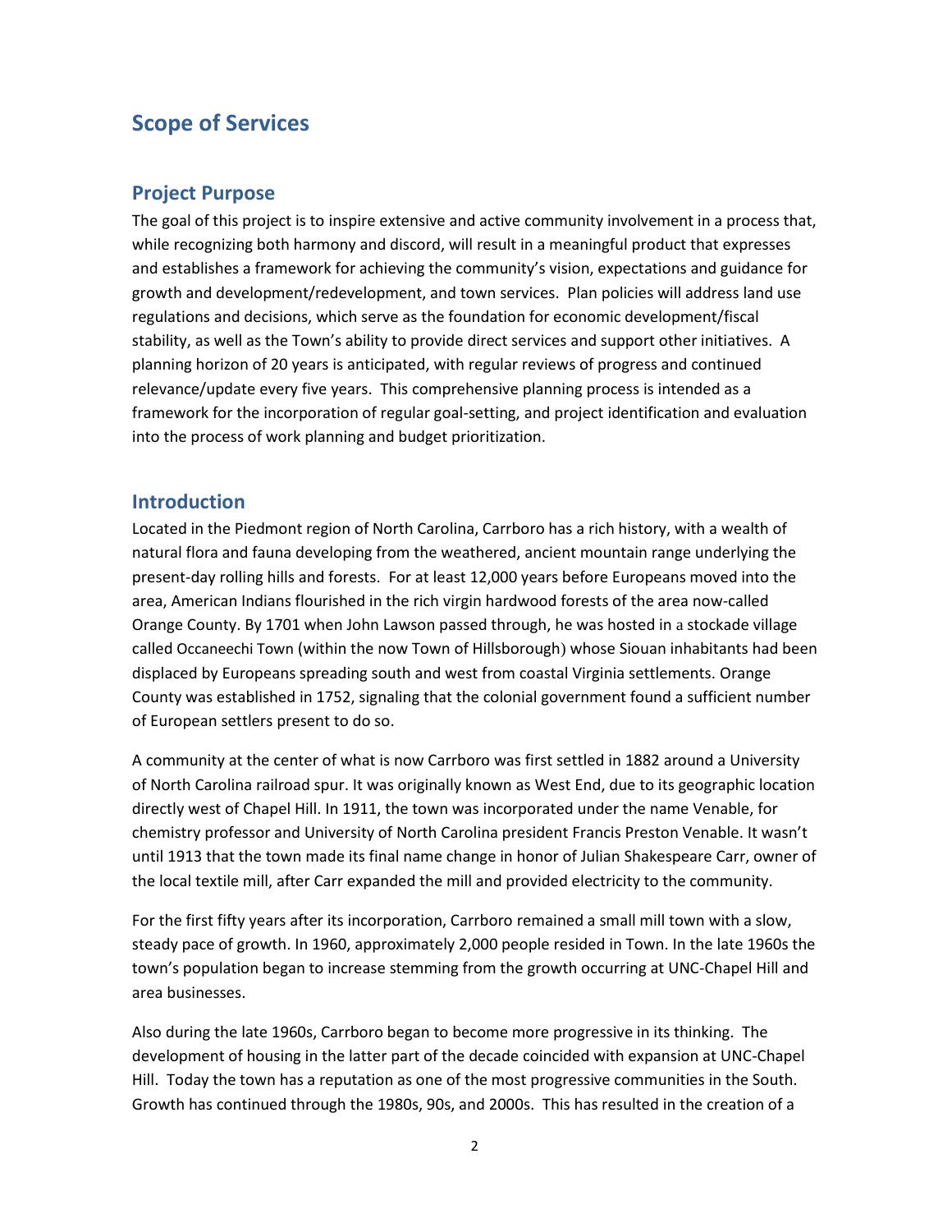# Scope of Services

## Project Purpose

The goal of this project is to inspire extensive and active community involvement in a process that, while recognizing both harmony and discord, will result in a meaningful product that expresses and establishes a framework for achieving the community's vision, expectations and guidance for growth and development/redevelopment, and town services. Plan policies will address land use regulations and decisions, which serve as the foundation for economic development/fiscal stability, as well as the Town's ability to provide direct services and support other initiatives. A planning horizon of 20 years is anticipated, with regular reviews of progress and continued relevance/update every five years. This comprehensive planning process is intended as a framework for the incorporation of regular goal-setting, and project identification and evaluation into the process of work planning and budget prioritization.

## Introduction

Located in the Piedmont region of North Carolina, Carrboro has a rich history, with a wealth of natural flora and fauna developing from the weathered, ancient mountain range underlying the present-day rolling hills and forests. For at least 12,000 years before Europeans moved into the area, American Indians flourished in the rich virgin hardwood forests of the area now-called Orange County. By 1701 when John Lawson passed through, he was hosted in a stockade village called Occaneechi Town (within the now Town of Hillsborough) whose Siouan inhabitants had been displaced by Europeans spreading south and west from coastal Virginia settlements. Orange County was established in 1752, signaling that the colonial government found a sufficient number of European settlers present to do so.

A community at the center of what is now Carrboro was first settled in 1882 around a University of North Carolina railroad spur. It was originally known as West End, due to its geographic location directly west of Chapel Hill. In 1911, the town was incorporated under the name Venable, for chemistry professor and University of North Carolina president Francis Preston Venable. It wasn't until 1913 that the town made its final name change in honor of Julian Shakespeare Carr, owner of the local textile mill, after Carr expanded the mill and provided electricity to the community.

For the first fifty years after its incorporation, Carrboro remained a small mill town with a slow, steady pace of growth. In 1960, approximately 2,000 people resided in Town. In the late 1960s the town's population began to increase stemming from the growth occurring at UNC-Chapel Hill and area businesses.

Also during the late 1960s, Carrboro began to become more progressive in its thinking. The development of housing in the latter part of the decade coincided with expansion at UNC-Chapel Hill. Today the town has a reputation as one of the most progressive communities in the South. Growth has continued through the 1980s, 90s, and 2000s. This has resulted in the creation of a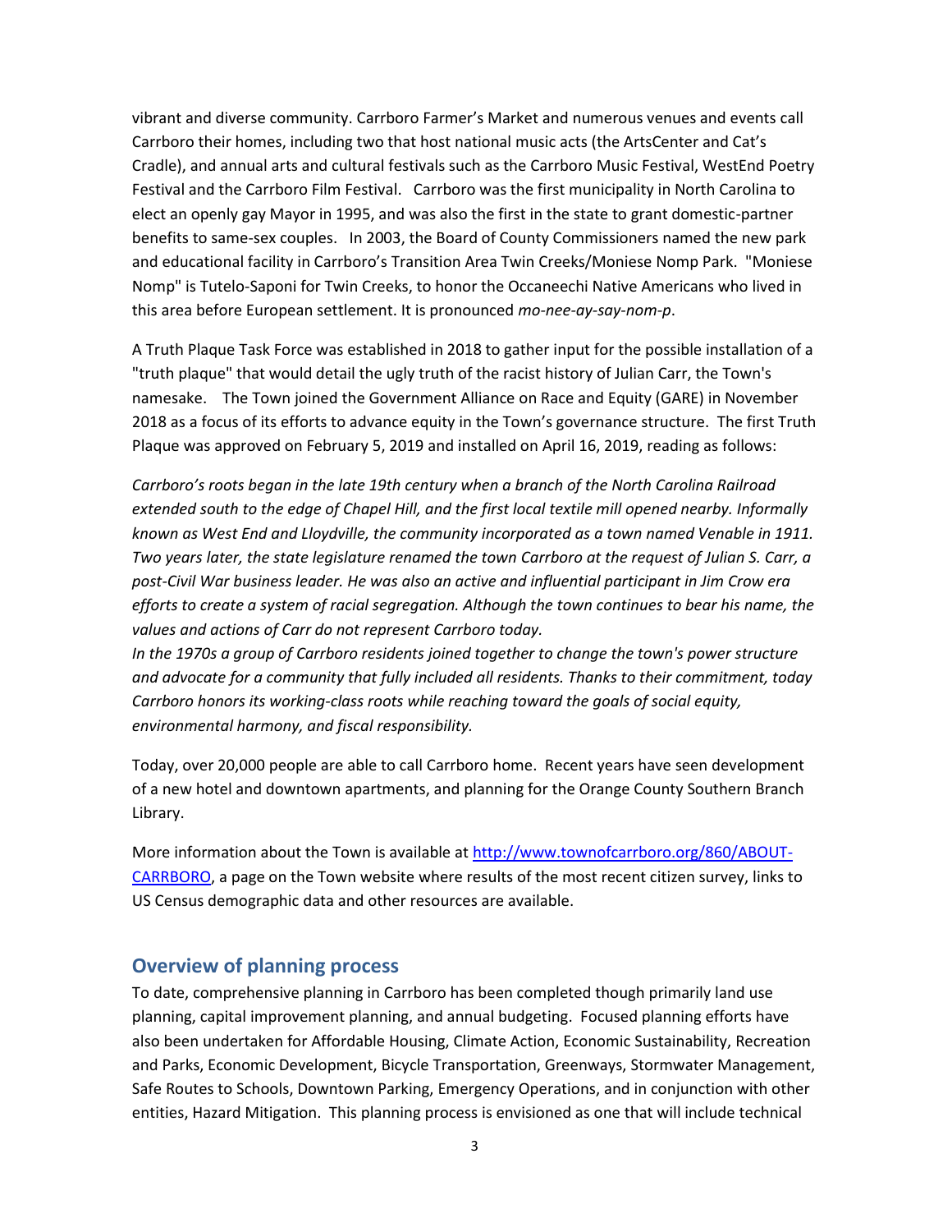vibrant and diverse community. Carrboro Farmer's Market and numerous venues and events call Carrboro their homes, including two that host national music acts (the ArtsCenter and Cat's Cradle), and annual arts and cultural festivals such as the Carrboro Music Festival, WestEnd Poetry Festival and the Carrboro Film Festival. Carrboro was the first municipality in North Carolina to elect an openly gay Mayor in 1995, and was also the first in the state to grant domestic-partner benefits to same-sex couples. In 2003, the Board of County Commissioners named the new park and educational facility in Carrboro's Transition Area Twin Creeks/Moniese Nomp Park. "Moniese Nomp" is Tutelo-Saponi for Twin Creeks, to honor the Occaneechi Native Americans who lived in this area before European settlement. It is pronounced *mo-nee-ay-say-nom-p*.

A Truth Plaque Task Force was established in 2018 to gather input for the possible installation of a "truth plaque" that would detail the ugly truth of the racist history of Julian Carr, the Town's namesake. The Town joined the Government Alliance on Race and Equity (GARE) in November 2018 as a focus of its efforts to advance equity in the Town's governance structure. The first Truth Plaque was approved on February 5, 2019 and installed on April 16, 2019, reading as follows:

*Carrboro's roots began in the late 19th century when a branch of the North Carolina Railroad extended south to the edge of Chapel Hill, and the first local textile mill opened nearby. Informally known as West End and Lloydville, the community incorporated as a town named Venable in 1911. Two years later, the state legislature renamed the town Carrboro at the request of Julian S. Carr, a post-Civil War business leader. He was also an active and influential participant in Jim Crow era efforts to create a system of racial segregation. Although the town continues to bear his name, the values and actions of Carr do not represent Carrboro today.*
*In the 1970s a group of Carrboro residents joined together to change the town's power structure and advocate for a community that fully included all residents. Thanks to their commitment, today Carrboro honors its working-class roots while reaching toward the goals of social equity, environmental harmony, and fiscal responsibility.*

Today, over 20,000 people are able to call Carrboro home. Recent years have seen development of a new hotel and downtown apartments, and planning for the Orange County Southern Branch Library.

More information about the Town is available at [http://www.townofcarrboro.org/860/ABOUT-CARRBORO](http://www.townofcarrboro.org/860/ABOUT-CARRBORO), a page on the Town website where results of the most recent citizen survey, links to US Census demographic data and other resources are available.

## Overview of planning process

To date, comprehensive planning in Carrboro has been completed though primarily land use planning, capital improvement planning, and annual budgeting. Focused planning efforts have also been undertaken for Affordable Housing, Climate Action, Economic Sustainability, Recreation and Parks, Economic Development, Bicycle Transportation, Greenways, Stormwater Management, Safe Routes to Schools, Downtown Parking, Emergency Operations, and in conjunction with other entities, Hazard Mitigation. This planning process is envisioned as one that will include technical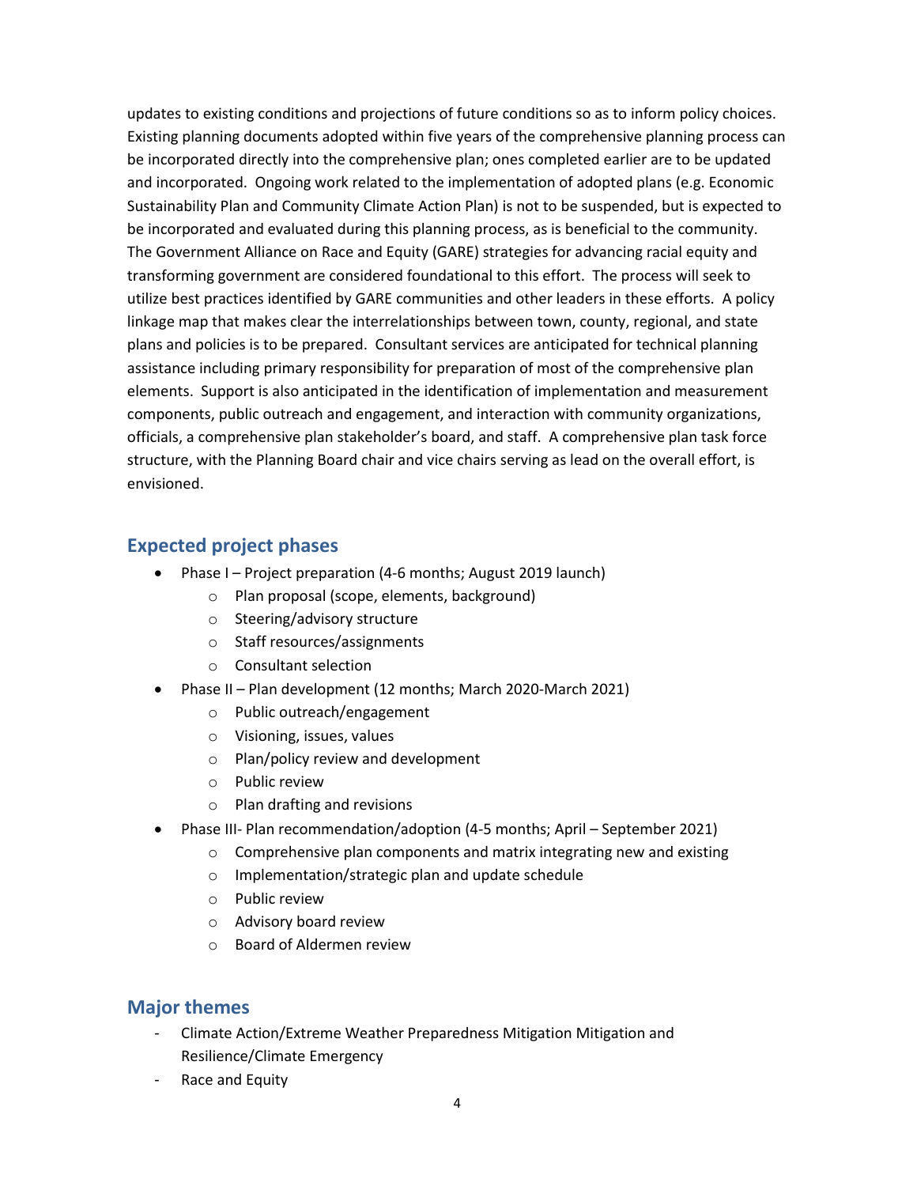updates to existing conditions and projections of future conditions so as to inform policy choices. Existing planning documents adopted within five years of the comprehensive planning process can be incorporated directly into the comprehensive plan; ones completed earlier are to be updated and incorporated. Ongoing work related to the implementation of adopted plans (e.g. Economic Sustainability Plan and Community Climate Action Plan) is not to be suspended, but is expected to be incorporated and evaluated during this planning process, as is beneficial to the community. The Government Alliance on Race and Equity (GARE) strategies for advancing racial equity and transforming government are considered foundational to this effort. The process will seek to utilize best practices identified by GARE communities and other leaders in these efforts. A policy linkage map that makes clear the interrelationships between town, county, regional, and state plans and policies is to be prepared. Consultant services are anticipated for technical planning assistance including primary responsibility for preparation of most of the comprehensive plan elements. Support is also anticipated in the identification of implementation and measurement components, public outreach and engagement, and interaction with community organizations, officials, a comprehensive plan stakeholder's board, and staff. A comprehensive plan task force structure, with the Planning Board chair and vice chairs serving as lead on the overall effort, is envisioned.

## Expected project phases

- Phase I – Project preparation (4-6 months; August 2019 launch)
    - Plan proposal (scope, elements, background)
    - Steering/advisory structure
    - Staff resources/assignments
    - Consultant selection
- Phase II – Plan development (12 months; March 2020-March 2021)
    - Public outreach/engagement
    - Visioning, issues, values
    - Plan/policy review and development
    - Public review
    - Plan drafting and revisions
- Phase III- Plan recommendation/adoption (4-5 months; April – September 2021)
    - Comprehensive plan components and matrix integrating new and existing
    - Implementation/strategic plan and update schedule
    - Public review
    - Advisory board review
    - Board of Aldermen review

## Major themes

- Climate Action/Extreme Weather Preparedness Mitigation Mitigation and Resilience/Climate Emergency
- Race and Equity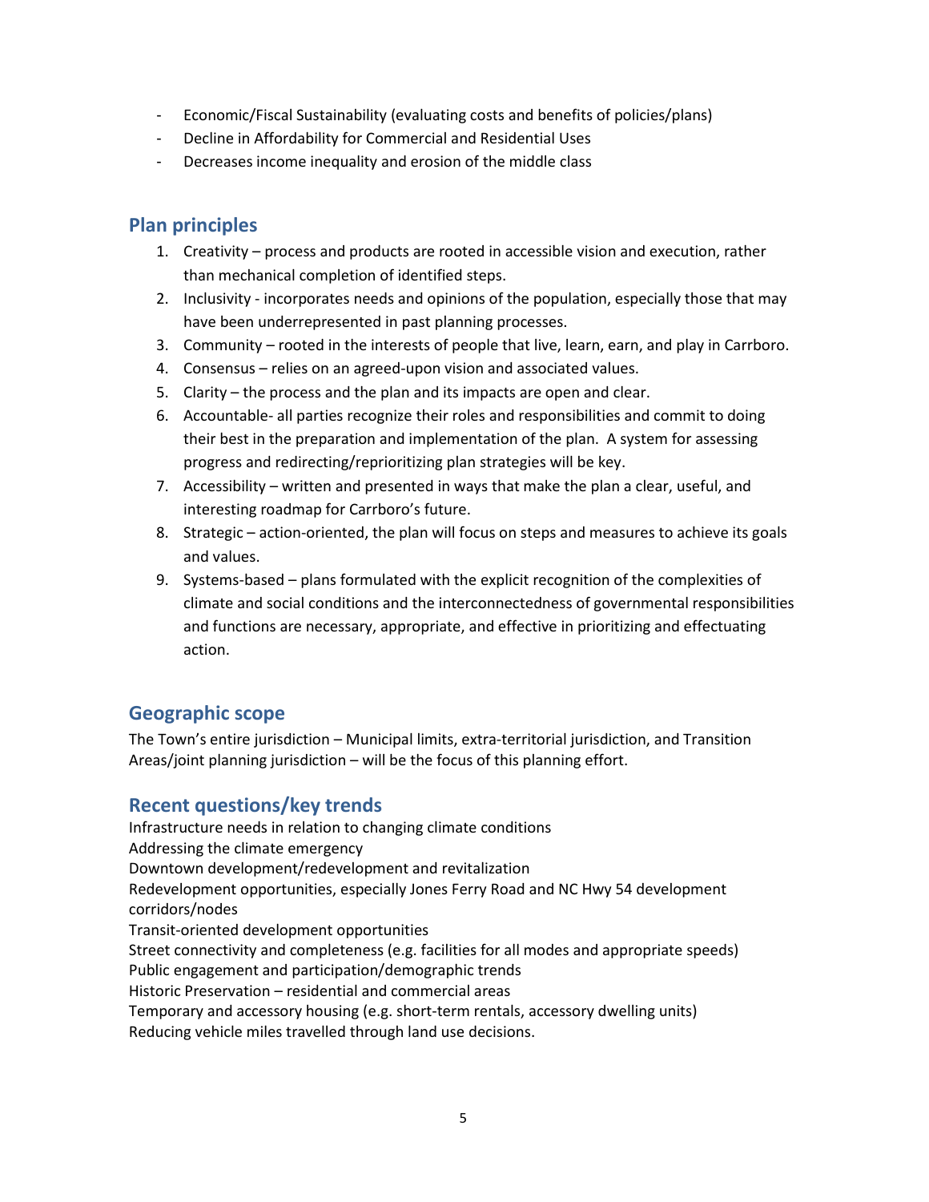- Economic/Fiscal Sustainability (evaluating costs and benefits of policies/plans)
- Decline in Affordability for Commercial and Residential Uses
- Decreases income inequality and erosion of the middle class

## Plan principles

1. Creativity – process and products are rooted in accessible vision and execution, rather than mechanical completion of identified steps.
2. Inclusivity - incorporates needs and opinions of the population, especially those that may have been underrepresented in past planning processes.
3. Community – rooted in the interests of people that live, learn, earn, and play in Carrboro.
4. Consensus – relies on an agreed-upon vision and associated values.
5. Clarity – the process and the plan and its impacts are open and clear.
6. Accountable- all parties recognize their roles and responsibilities and commit to doing their best in the preparation and implementation of the plan. A system for assessing progress and redirecting/reprioritizing plan strategies will be key.
7. Accessibility – written and presented in ways that make the plan a clear, useful, and interesting roadmap for Carrboro's future.
8. Strategic – action-oriented, the plan will focus on steps and measures to achieve its goals and values.
9. Systems-based – plans formulated with the explicit recognition of the complexities of climate and social conditions and the interconnectedness of governmental responsibilities and functions are necessary, appropriate, and effective in prioritizing and effectuating action.

## Geographic scope

The Town's entire jurisdiction – Municipal limits, extra-territorial jurisdiction, and Transition Areas/joint planning jurisdiction – will be the focus of this planning effort.

## Recent questions/key trends

Infrastructure needs in relation to changing climate conditions
Addressing the climate emergency
Downtown development/redevelopment and revitalization
Redevelopment opportunities, especially Jones Ferry Road and NC Hwy 54 development corridors/nodes
Transit-oriented development opportunities
Street connectivity and completeness (e.g. facilities for all modes and appropriate speeds)
Public engagement and participation/demographic trends
Historic Preservation – residential and commercial areas
Temporary and accessory housing (e.g. short-term rentals, accessory dwelling units)
Reducing vehicle miles travelled through land use decisions.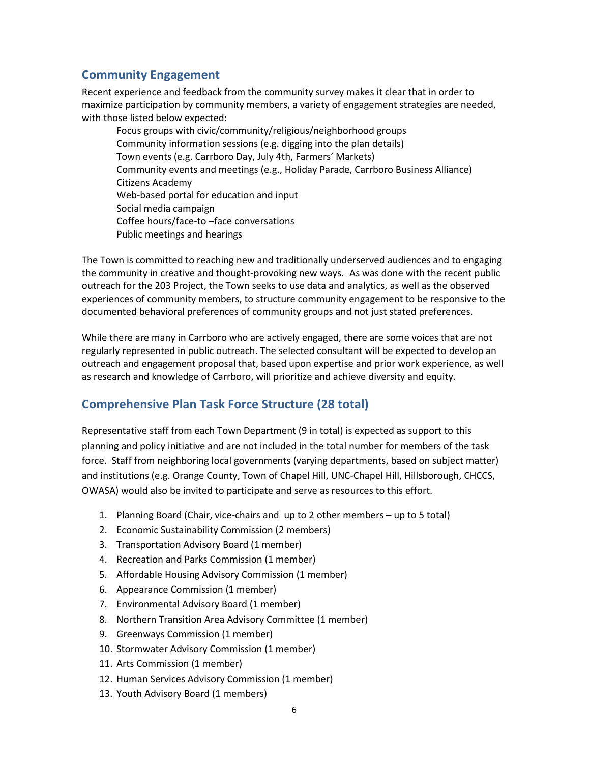## Community Engagement

Recent experience and feedback from the community survey makes it clear that in order to maximize participation by community members, a variety of engagement strategies are needed, with those listed below expected:

- Focus groups with civic/community/religious/neighborhood groups
- Community information sessions (e.g. digging into the plan details)
- Town events (e.g. Carrboro Day, July 4th, Farmers' Markets)
- Community events and meetings (e.g., Holiday Parade, Carrboro Business Alliance)
- Citizens Academy
- Web-based portal for education and input
- Social media campaign
- Coffee hours/face-to –face conversations
- Public meetings and hearings

The Town is committed to reaching new and traditionally underserved audiences and to engaging the community in creative and thought-provoking new ways. As was done with the recent public outreach for the 203 Project, the Town seeks to use data and analytics, as well as the observed experiences of community members, to structure community engagement to be responsive to the documented behavioral preferences of community groups and not just stated preferences.

While there are many in Carrboro who are actively engaged, there are some voices that are not regularly represented in public outreach. The selected consultant will be expected to develop an outreach and engagement proposal that, based upon expertise and prior work experience, as well as research and knowledge of Carrboro, will prioritize and achieve diversity and equity.

## Comprehensive Plan Task Force Structure (28 total)

Representative staff from each Town Department (9 in total) is expected as support to this planning and policy initiative and are not included in the total number for members of the task force. Staff from neighboring local governments (varying departments, based on subject matter) and institutions (e.g. Orange County, Town of Chapel Hill, UNC-Chapel Hill, Hillsborough, CHCCS, OWASA) would also be invited to participate and serve as resources to this effort.

1. Planning Board (Chair, vice-chairs and up to 2 other members – up to 5 total)
2. Economic Sustainability Commission (2 members)
3. Transportation Advisory Board (1 member)
4. Recreation and Parks Commission (1 member)
5. Affordable Housing Advisory Commission (1 member)
6. Appearance Commission (1 member)
7. Environmental Advisory Board (1 member)
8. Northern Transition Area Advisory Committee (1 member)
9. Greenways Commission (1 member)
10. Stormwater Advisory Commission (1 member)
11. Arts Commission (1 member)
12. Human Services Advisory Commission (1 member)
13. Youth Advisory Board (1 members)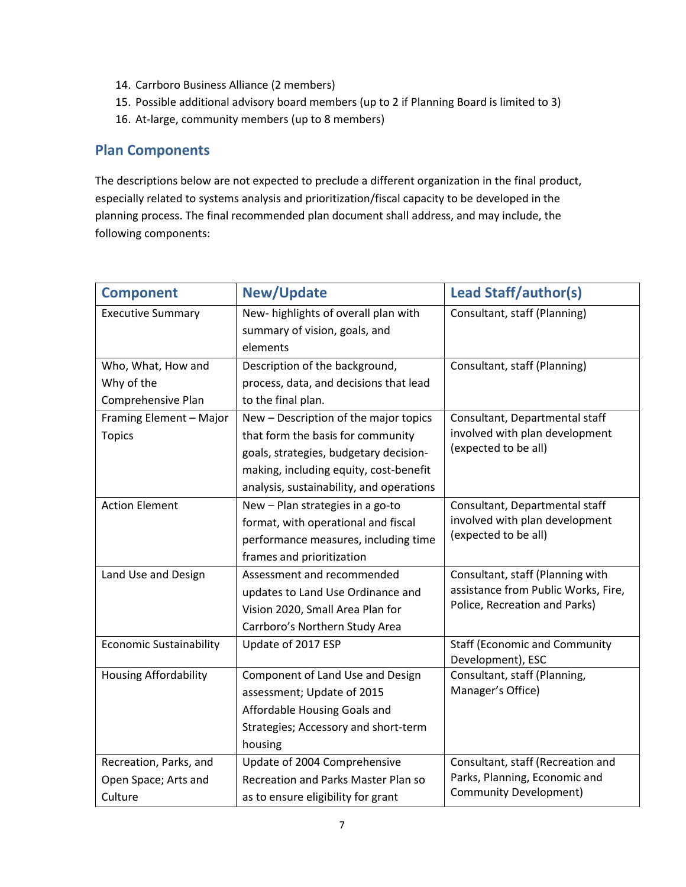14. Carrboro Business Alliance (2 members)
15. Possible additional advisory board members (up to 2 if Planning Board is limited to 3)
16. At-large, community members (up to 8 members)

## Plan Components

The descriptions below are not expected to preclude a different organization in the final product, especially related to systems analysis and prioritization/fiscal capacity to be developed in the planning process. The final recommended plan document shall address, and may include, the following components:

| Component | New/Update | Lead Staff/author(s) |
|---|---|---|
| Executive Summary | New- highlights of overall plan with summary of vision, goals, and elements | Consultant, staff (Planning) |
| Who, What, How and Why of the Comprehensive Plan | Description of the background, process, data, and decisions that lead to the final plan. | Consultant, staff (Planning) |
| Framing Element – Major Topics | New – Description of the major topics that form the basis for community goals, strategies, budgetary decision-making, including equity, cost-benefit analysis, sustainability, and operations | Consultant, Departmental staff involved with plan development (expected to be all) |
| Action Element | New – Plan strategies in a go-to format, with operational and fiscal performance measures, including time frames and prioritization | Consultant, Departmental staff involved with plan development (expected to be all) |
| Land Use and Design | Assessment and recommended updates to Land Use Ordinance and Vision 2020, Small Area Plan for Carrboro's Northern Study Area | Consultant, staff (Planning with assistance from Public Works, Fire, Police, Recreation and Parks) |
| Economic Sustainability | Update of 2017 ESP | Staff (Economic and Community Development), ESC |
| Housing Affordability | Component of Land Use and Design assessment; Update of 2015 Affordable Housing Goals and Strategies; Accessory and short-term housing | Consultant, staff (Planning, Manager's Office) |
| Recreation, Parks, and Open Space; Arts and Culture | Update of 2004 Comprehensive Recreation and Parks Master Plan so as to ensure eligibility for grant | Consultant, staff (Recreation and Parks, Planning, Economic and Community Development) |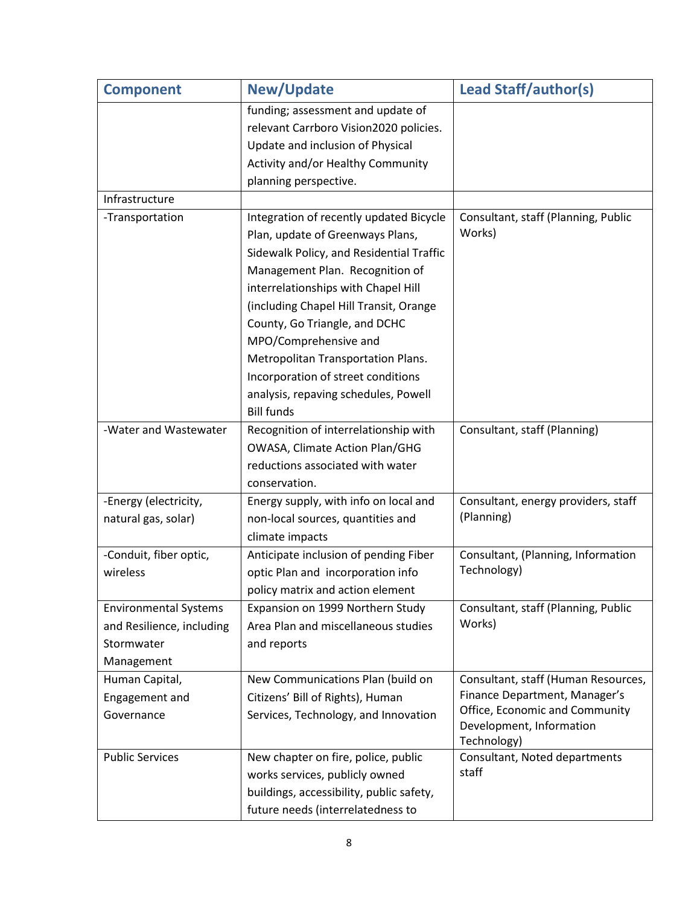| Component | New/Update | Lead Staff/author(s) |
|---|---|---|
| | funding; assessment and update of relevant Carrboro Vision2020 policies. Update and inclusion of Physical Activity and/or Healthy Community planning perspective. | |
| Infrastructure | | |
| -Transportation | Integration of recently updated Bicycle Plan, update of Greenways Plans, Sidewalk Policy, and Residential Traffic Management Plan. Recognition of interrelationships with Chapel Hill (including Chapel Hill Transit, Orange County, Go Triangle, and DCHC MPO/Comprehensive and Metropolitan Transportation Plans. Incorporation of street conditions analysis, repaving schedules, Powell Bill funds | Consultant, staff (Planning, Public Works) |
| -Water and Wastewater | Recognition of interrelationship with OWASA, Climate Action Plan/GHG reductions associated with water conservation. | Consultant, staff (Planning) |
| -Energy (electricity, natural gas, solar) | Energy supply, with info on local and non-local sources, quantities and climate impacts | Consultant, energy providers, staff (Planning) |
| -Conduit, fiber optic, wireless | Anticipate inclusion of pending Fiber optic Plan and incorporation info policy matrix and action element | Consultant, (Planning, Information Technology) |
| Environmental Systems and Resilience, including Stormwater Management | Expansion on 1999 Northern Study Area Plan and miscellaneous studies and reports | Consultant, staff (Planning, Public Works) |
| Human Capital, Engagement and Governance | New Communications Plan (build on Citizens' Bill of Rights), Human Services, Technology, and Innovation | Consultant, staff (Human Resources, Finance Department, Manager's Office, Economic and Community Development, Information Technology) |
| Public Services | New chapter on fire, police, public works services, publicly owned buildings, accessibility, public safety, future needs (interrelatedness to | Consultant, Noted departments staff |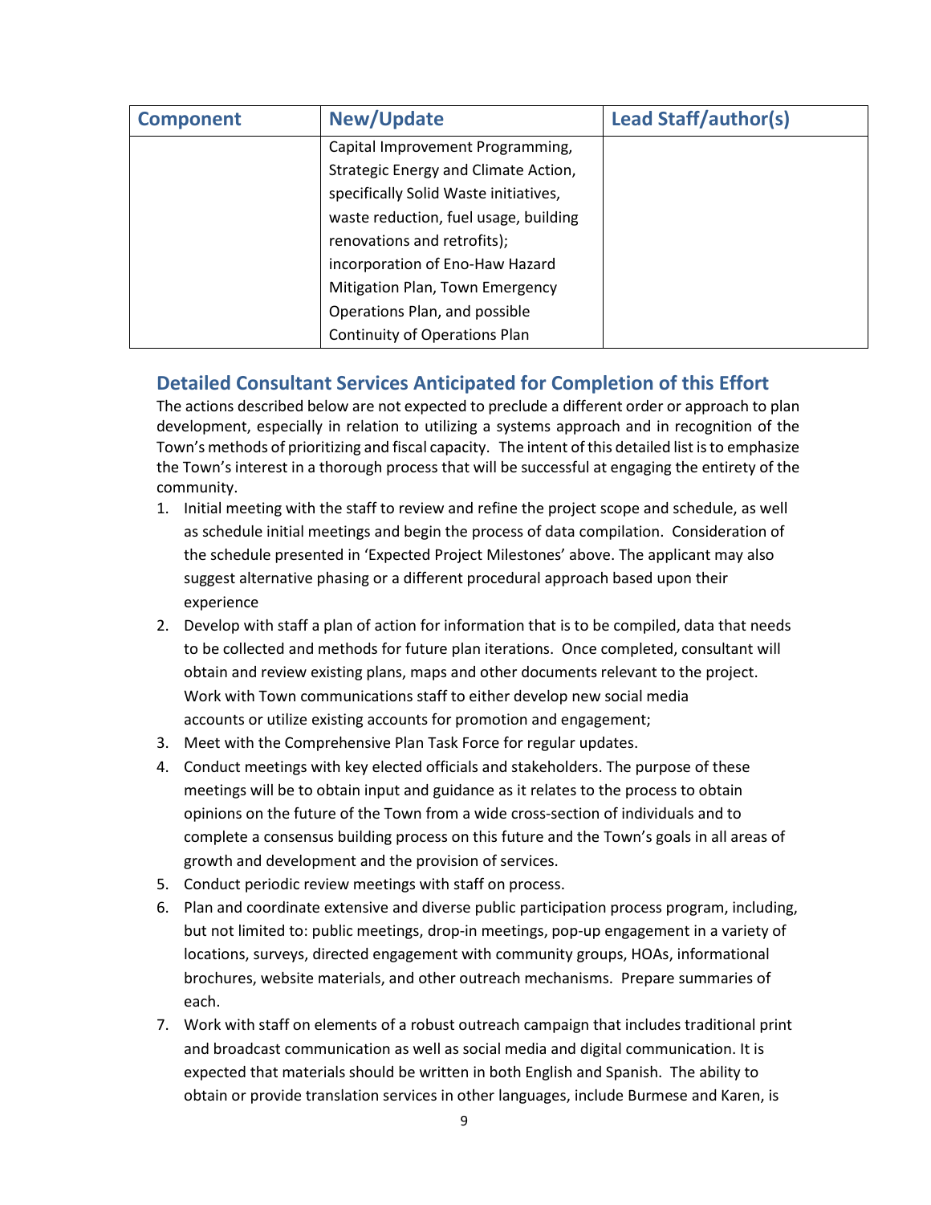| Component | New/Update | Lead Staff/author(s) |
| --- | --- | --- |
| | Capital Improvement Programming, Strategic Energy and Climate Action, specifically Solid Waste initiatives, waste reduction, fuel usage, building renovations and retrofits); incorporation of Eno-Haw Hazard Mitigation Plan, Town Emergency Operations Plan, and possible Continuity of Operations Plan | |

## Detailed Consultant Services Anticipated for Completion of this Effort

The actions described below are not expected to preclude a different order or approach to plan development, especially in relation to utilizing a systems approach and in recognition of the Town's methods of prioritizing and fiscal capacity. The intent of this detailed list is to emphasize the Town's interest in a thorough process that will be successful at engaging the entirety of the community.

1. Initial meeting with the staff to review and refine the project scope and schedule, as well as schedule initial meetings and begin the process of data compilation. Consideration of the schedule presented in 'Expected Project Milestones' above. The applicant may also suggest alternative phasing or a different procedural approach based upon their experience
2. Develop with staff a plan of action for information that is to be compiled, data that needs to be collected and methods for future plan iterations. Once completed, consultant will obtain and review existing plans, maps and other documents relevant to the project. Work with Town communications staff to either develop new social media accounts or utilize existing accounts for promotion and engagement;
3. Meet with the Comprehensive Plan Task Force for regular updates.
4. Conduct meetings with key elected officials and stakeholders. The purpose of these meetings will be to obtain input and guidance as it relates to the process to obtain opinions on the future of the Town from a wide cross-section of individuals and to complete a consensus building process on this future and the Town's goals in all areas of growth and development and the provision of services.
5. Conduct periodic review meetings with staff on process.
6. Plan and coordinate extensive and diverse public participation process program, including, but not limited to: public meetings, drop-in meetings, pop-up engagement in a variety of locations, surveys, directed engagement with community groups, HOAs, informational brochures, website materials, and other outreach mechanisms. Prepare summaries of each.
7. Work with staff on elements of a robust outreach campaign that includes traditional print and broadcast communication as well as social media and digital communication. It is expected that materials should be written in both English and Spanish. The ability to obtain or provide translation services in other languages, include Burmese and Karen, is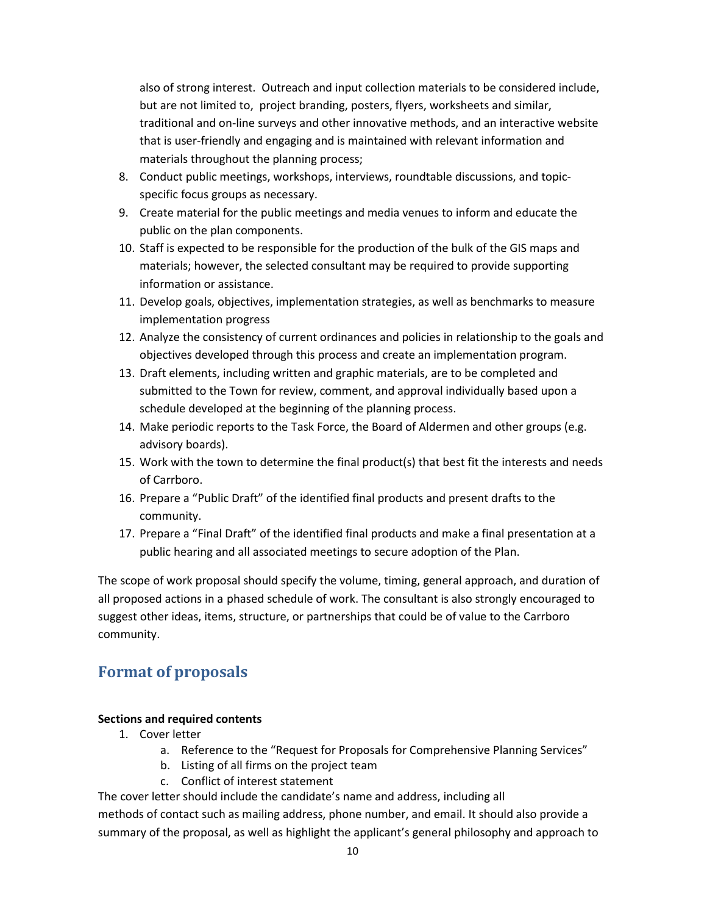also of strong interest. Outreach and input collection materials to be considered include, but are not limited to, project branding, posters, flyers, worksheets and similar, traditional and on-line surveys and other innovative methods, and an interactive website that is user-friendly and engaging and is maintained with relevant information and materials throughout the planning process;

8. Conduct public meetings, workshops, interviews, roundtable discussions, and topic-specific focus groups as necessary.
9. Create material for the public meetings and media venues to inform and educate the public on the plan components.
10. Staff is expected to be responsible for the production of the bulk of the GIS maps and materials; however, the selected consultant may be required to provide supporting information or assistance.
11. Develop goals, objectives, implementation strategies, as well as benchmarks to measure implementation progress
12. Analyze the consistency of current ordinances and policies in relationship to the goals and objectives developed through this process and create an implementation program.
13. Draft elements, including written and graphic materials, are to be completed and submitted to the Town for review, comment, and approval individually based upon a schedule developed at the beginning of the planning process.
14. Make periodic reports to the Task Force, the Board of Aldermen and other groups (e.g. advisory boards).
15. Work with the town to determine the final product(s) that best fit the interests and needs of Carrboro.
16. Prepare a "Public Draft" of the identified final products and present drafts to the community.
17. Prepare a "Final Draft" of the identified final products and make a final presentation at a public hearing and all associated meetings to secure adoption of the Plan.

The scope of work proposal should specify the volume, timing, general approach, and duration of all proposed actions in a phased schedule of work. The consultant is also strongly encouraged to suggest other ideas, items, structure, or partnerships that could be of value to the Carrboro community.

## Format of proposals

**Sections and required contents**

1. Cover letter
    a. Reference to the "Request for Proposals for Comprehensive Planning Services"
    b. Listing of all firms on the project team
    c. Conflict of interest statement

The cover letter should include the candidate's name and address, including all methods of contact such as mailing address, phone number, and email. It should also provide a summary of the proposal, as well as highlight the applicant's general philosophy and approach to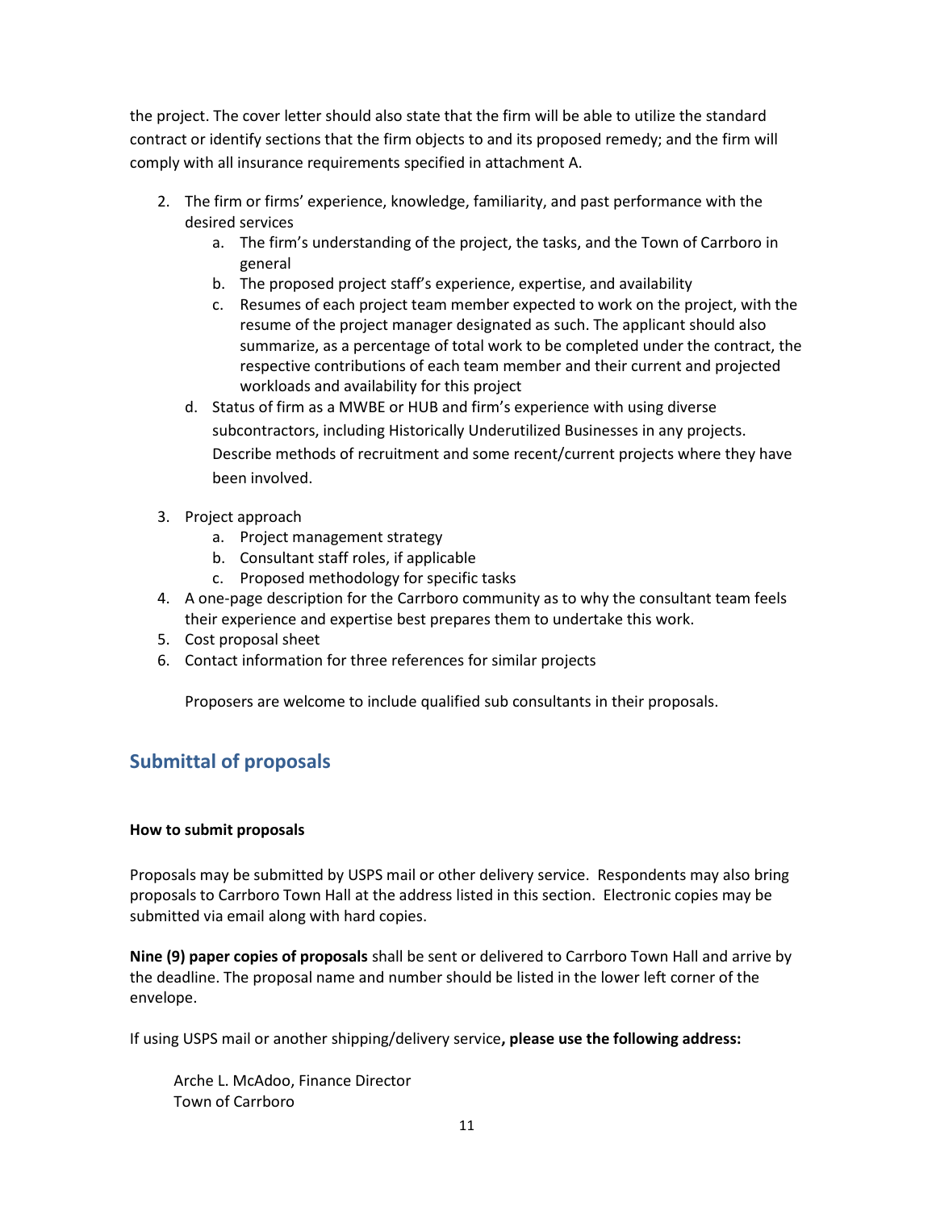the project. The cover letter should also state that the firm will be able to utilize the standard contract or identify sections that the firm objects to and its proposed remedy; and the firm will comply with all insurance requirements specified in attachment A.

2. The firm or firms' experience, knowledge, familiarity, and past performance with the desired services
   a. The firm's understanding of the project, the tasks, and the Town of Carrboro in general
   b. The proposed project staff's experience, expertise, and availability
   c. Resumes of each project team member expected to work on the project, with the resume of the project manager designated as such. The applicant should also summarize, as a percentage of total work to be completed under the contract, the respective contributions of each team member and their current and projected workloads and availability for this project
   d. Status of firm as a MWBE or HUB and firm's experience with using diverse subcontractors, including Historically Underutilized Businesses in any projects. Describe methods of recruitment and some recent/current projects where they have been involved.
3. Project approach
   a. Project management strategy
   b. Consultant staff roles, if applicable
   c. Proposed methodology for specific tasks
4. A one-page description for the Carrboro community as to why the consultant team feels their experience and expertise best prepares them to undertake this work.
5. Cost proposal sheet
6. Contact information for three references for similar projects

   Proposers are welcome to include qualified sub consultants in their proposals.

## Submittal of proposals

**How to submit proposals**

Proposals may be submitted by USPS mail or other delivery service. Respondents may also bring proposals to Carrboro Town Hall at the address listed in this section. Electronic copies may be submitted via email along with hard copies.

**Nine (9) paper copies of proposals** shall be sent or delivered to Carrboro Town Hall and arrive by the deadline. The proposal name and number should be listed in the lower left corner of the envelope.

If using USPS mail or another shipping/delivery service**, please use the following address:**

Arche L. McAdoo, Finance Director
Town of Carrboro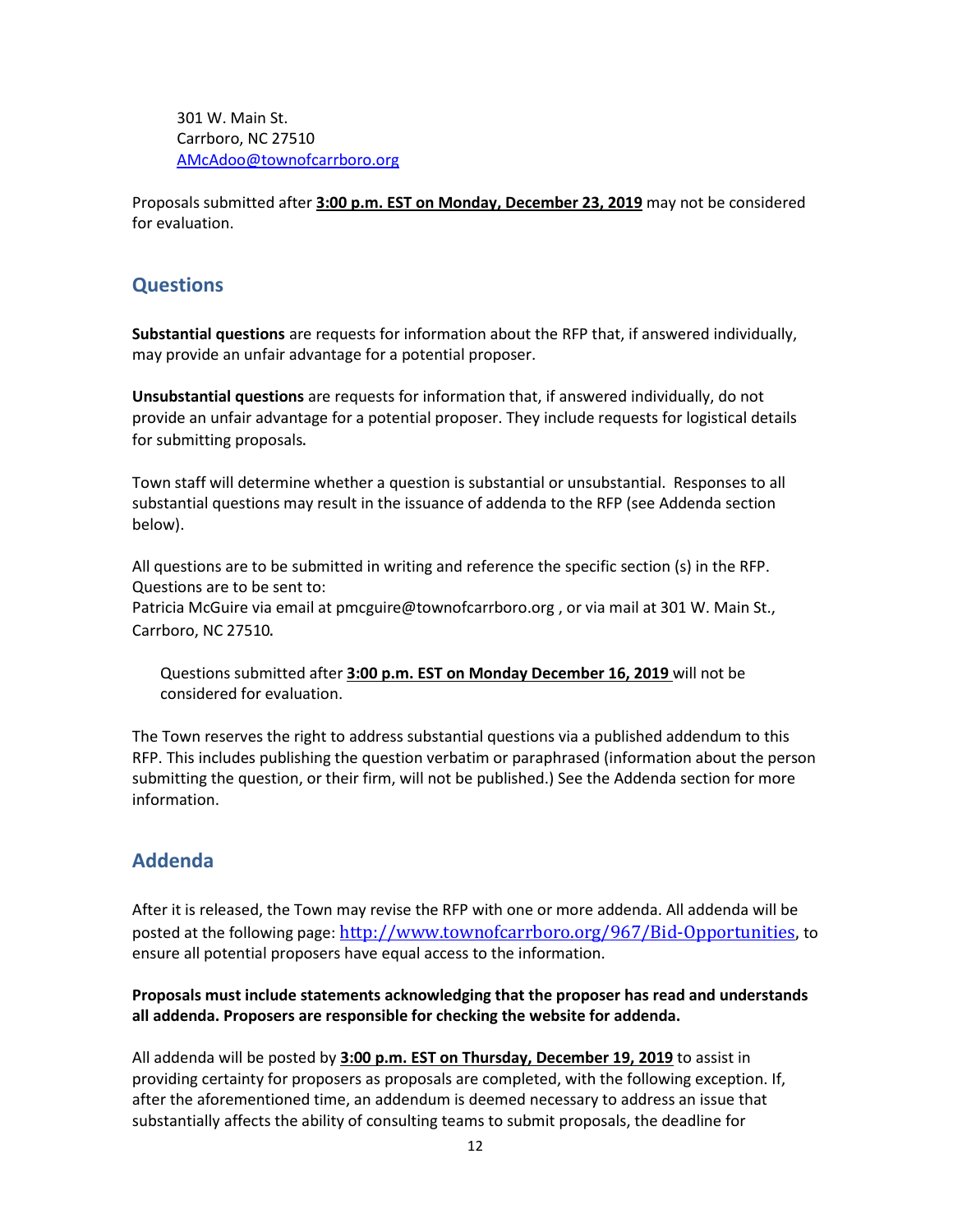301 W. Main St.
Carrboro, NC 27510
AMcAdoo@townofcarrboro.org

Proposals submitted after **3:00 p.m. EST on Monday, December 23, 2019** may not be considered for evaluation.

## Questions

**Substantial questions** are requests for information about the RFP that, if answered individually, may provide an unfair advantage for a potential proposer.

**Unsubstantial questions** are requests for information that, if answered individually, do not provide an unfair advantage for a potential proposer. They include requests for logistical details for submitting proposals.

Town staff will determine whether a question is substantial or unsubstantial. Responses to all substantial questions may result in the issuance of addenda to the RFP (see Addenda section below).

All questions are to be submitted in writing and reference the specific section (s) in the RFP. Questions are to be sent to:
Patricia McGuire via email at pmcguire@townofcarrboro.org , or via mail at 301 W. Main St., Carrboro, NC 27510.

Questions submitted after **3:00 p.m. EST on Monday December 16, 2019** will not be considered for evaluation.

The Town reserves the right to address substantial questions via a published addendum to this RFP. This includes publishing the question verbatim or paraphrased (information about the person submitting the question, or their firm, will not be published.) See the Addenda section for more information.

## Addenda

After it is released, the Town may revise the RFP with one or more addenda. All addenda will be posted at the following page: http://www.townofcarrboro.org/967/Bid-Opportunities, to ensure all potential proposers have equal access to the information.

**Proposals must include statements acknowledging that the proposer has read and understands all addenda. Proposers are responsible for checking the website for addenda.**

All addenda will be posted by **3:00 p.m. EST on Thursday, December 19, 2019** to assist in providing certainty for proposers as proposals are completed, with the following exception. If, after the aforementioned time, an addendum is deemed necessary to address an issue that substantially affects the ability of consulting teams to submit proposals, the deadline for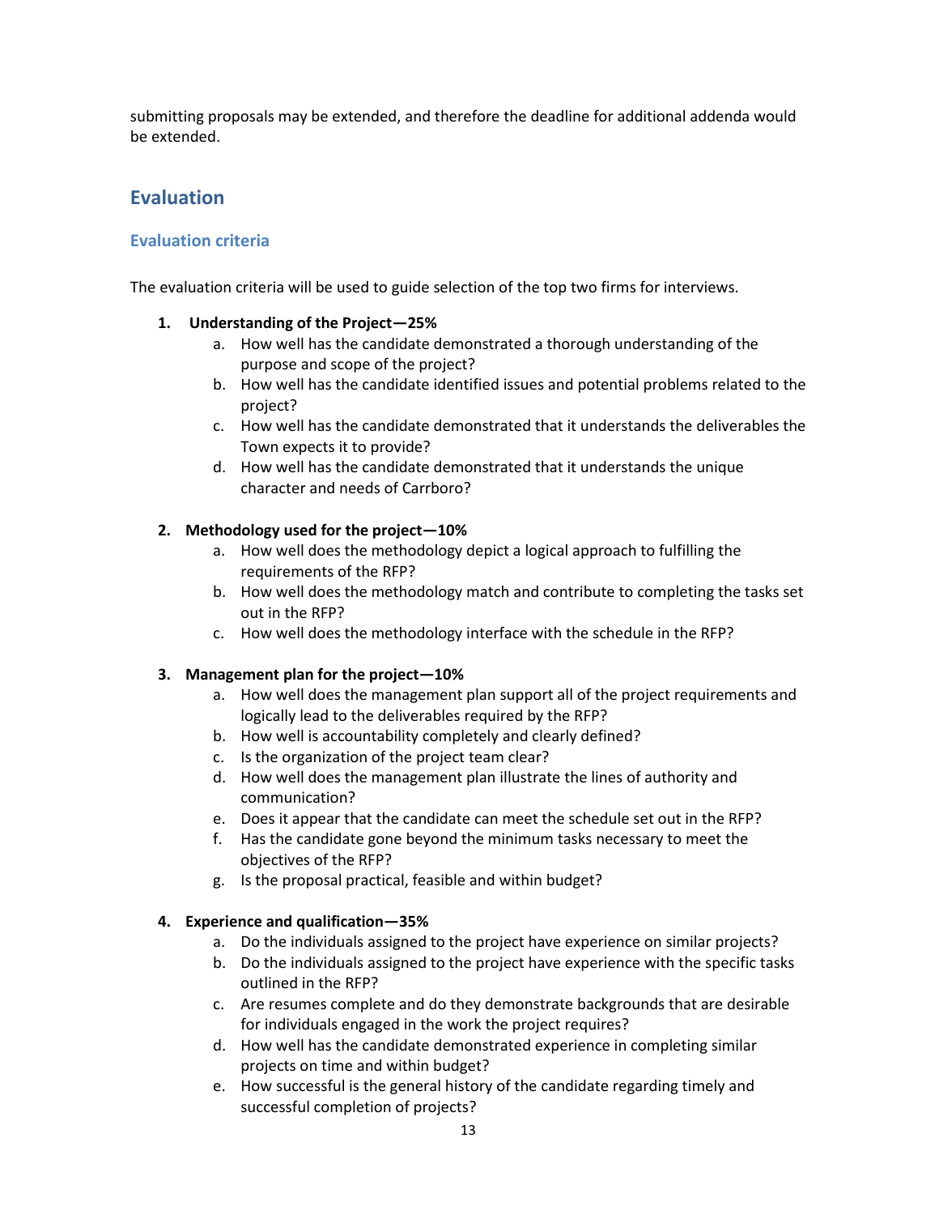submitting proposals may be extended, and therefore the deadline for additional addenda would be extended.

## Evaluation

### Evaluation criteria

The evaluation criteria will be used to guide selection of the top two firms for interviews.

1. **Understanding of the Project—25%**
    a. How well has the candidate demonstrated a thorough understanding of the purpose and scope of the project?
    b. How well has the candidate identified issues and potential problems related to the project?
    c. How well has the candidate demonstrated that it understands the deliverables the Town expects it to provide?
    d. How well has the candidate demonstrated that it understands the unique character and needs of Carrboro?

2. **Methodology used for the project—10%**
    a. How well does the methodology depict a logical approach to fulfilling the requirements of the RFP?
    b. How well does the methodology match and contribute to completing the tasks set out in the RFP?
    c. How well does the methodology interface with the schedule in the RFP?

3. **Management plan for the project—10%**
    a. How well does the management plan support all of the project requirements and logically lead to the deliverables required by the RFP?
    b. How well is accountability completely and clearly defined?
    c. Is the organization of the project team clear?
    d. How well does the management plan illustrate the lines of authority and communication?
    e. Does it appear that the candidate can meet the schedule set out in the RFP?
    f. Has the candidate gone beyond the minimum tasks necessary to meet the objectives of the RFP?
    g. Is the proposal practical, feasible and within budget?

4. **Experience and qualification—35%**
    a. Do the individuals assigned to the project have experience on similar projects?
    b. Do the individuals assigned to the project have experience with the specific tasks outlined in the RFP?
    c. Are resumes complete and do they demonstrate backgrounds that are desirable for individuals engaged in the work the project requires?
    d. How well has the candidate demonstrated experience in completing similar projects on time and within budget?
    e. How successful is the general history of the candidate regarding timely and successful completion of projects?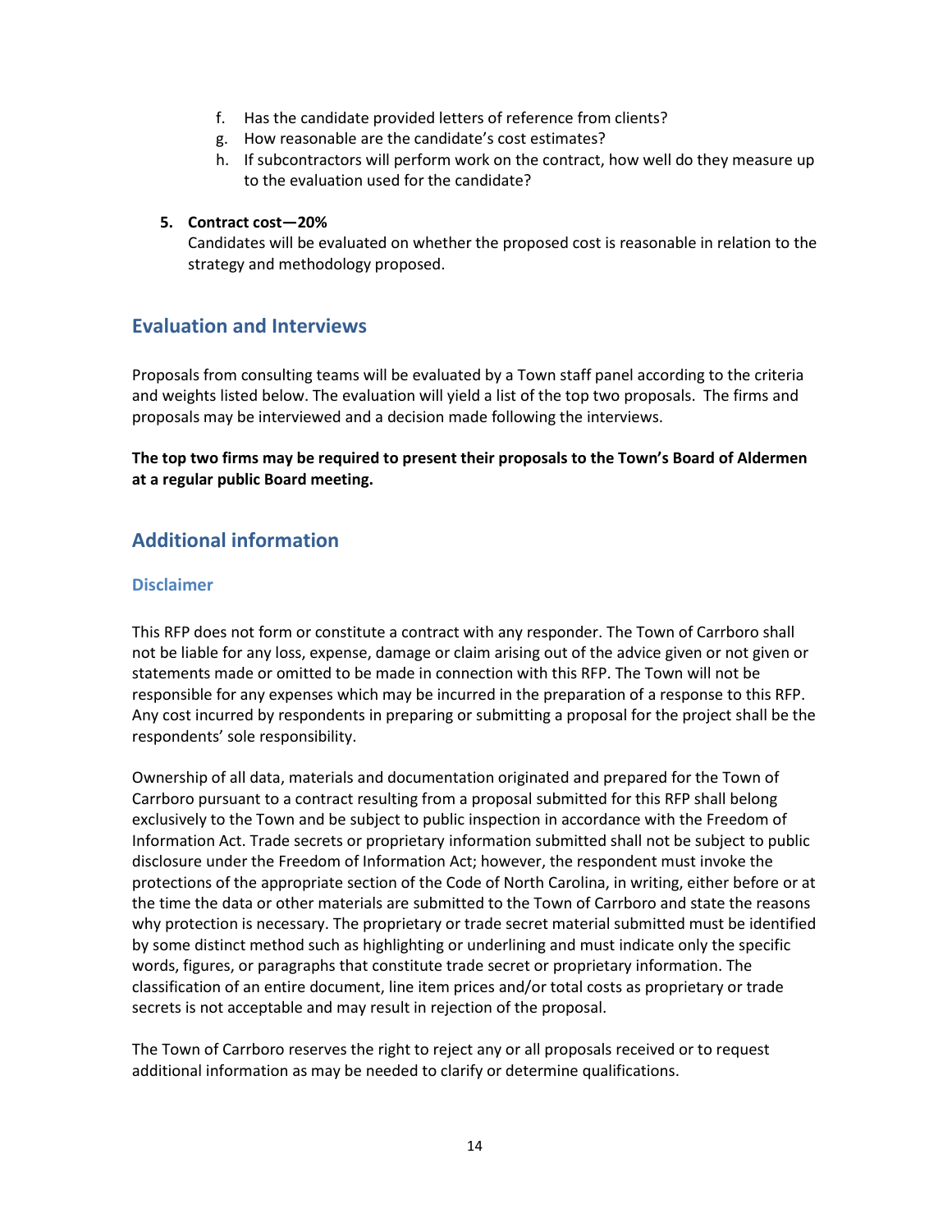f. Has the candidate provided letters of reference from clients?
g. How reasonable are the candidate's cost estimates?
h. If subcontractors will perform work on the contract, how well do they measure up to the evaluation used for the candidate?

5. **Contract cost—20%**
   Candidates will be evaluated on whether the proposed cost is reasonable in relation to the strategy and methodology proposed.

## Evaluation and Interviews

Proposals from consulting teams will be evaluated by a Town staff panel according to the criteria and weights listed below. The evaluation will yield a list of the top two proposals. The firms and proposals may be interviewed and a decision made following the interviews.

**The top two firms may be required to present their proposals to the Town's Board of Aldermen at a regular public Board meeting.**

## Additional information

### Disclaimer

This RFP does not form or constitute a contract with any responder. The Town of Carrboro shall not be liable for any loss, expense, damage or claim arising out of the advice given or not given or statements made or omitted to be made in connection with this RFP. The Town will not be responsible for any expenses which may be incurred in the preparation of a response to this RFP. Any cost incurred by respondents in preparing or submitting a proposal for the project shall be the respondents' sole responsibility.

Ownership of all data, materials and documentation originated and prepared for the Town of Carrboro pursuant to a contract resulting from a proposal submitted for this RFP shall belong exclusively to the Town and be subject to public inspection in accordance with the Freedom of Information Act. Trade secrets or proprietary information submitted shall not be subject to public disclosure under the Freedom of Information Act; however, the respondent must invoke the protections of the appropriate section of the Code of North Carolina, in writing, either before or at the time the data or other materials are submitted to the Town of Carrboro and state the reasons why protection is necessary. The proprietary or trade secret material submitted must be identified by some distinct method such as highlighting or underlining and must indicate only the specific words, figures, or paragraphs that constitute trade secret or proprietary information. The classification of an entire document, line item prices and/or total costs as proprietary or trade secrets is not acceptable and may result in rejection of the proposal.

The Town of Carrboro reserves the right to reject any or all proposals received or to request additional information as may be needed to clarify or determine qualifications.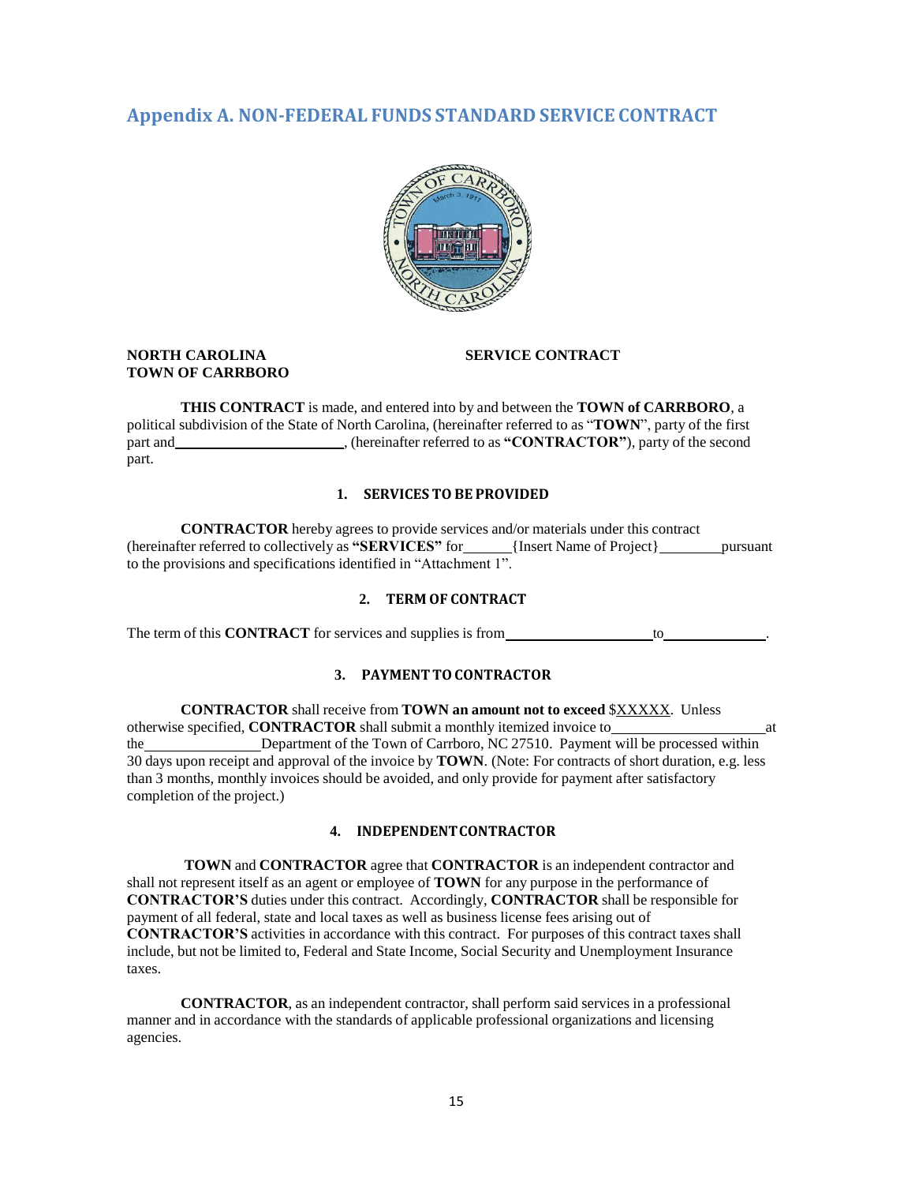## Appendix A. NON-FEDERAL FUNDS STANDARD SERVICE CONTRACT

**NORTH CAROLINA**
**TOWN OF CARRBORO**

**SERVICE CONTRACT**

**THIS CONTRACT** is made, and entered into by and between the **TOWN of CARRBORO**, a political subdivision of the State of North Carolina, (hereinafter referred to as "**TOWN**", party of the first part and________________________, (hereinafter referred to as **"CONTRACTOR"**), party of the second part.

### 1. SERVICES TO BE PROVIDED

**CONTRACTOR** hereby agrees to provide services and/or materials under this contract (hereinafter referred to collectively as **"SERVICES"** for______{Insert Name of Project}________pursuant to the provisions and specifications identified in "Attachment 1".

### 2. TERM OF CONTRACT

The term of this **CONTRACT** for services and supplies is from____________________to______________.

### 3. PAYMENT TO CONTRACTOR

**CONTRACTOR** shall receive from **TOWN an amount not to exceed** $XXXXX. Unless otherwise specified, **CONTRACTOR** shall submit a monthly itemized invoice to____________________at the________________Department of the Town of Carrboro, NC 27510. Payment will be processed within 30 days upon receipt and approval of the invoice by **TOWN**. (Note: For contracts of short duration, e.g. less than 3 months, monthly invoices should be avoided, and only provide for payment after satisfactory completion of the project.)

### 4. INDEPENDENT CONTRACTOR

**TOWN** and **CONTRACTOR** agree that **CONTRACTOR** is an independent contractor and shall not represent itself as an agent or employee of **TOWN** for any purpose in the performance of **CONTRACTOR'S** duties under this contract. Accordingly, **CONTRACTOR** shall be responsible for payment of all federal, state and local taxes as well as business license fees arising out of **CONTRACTOR'S** activities in accordance with this contract. For purposes of this contract taxes shall include, but not be limited to, Federal and State Income, Social Security and Unemployment Insurance taxes.

**CONTRACTOR**, as an independent contractor, shall perform said services in a professional manner and in accordance with the standards of applicable professional organizations and licensing agencies.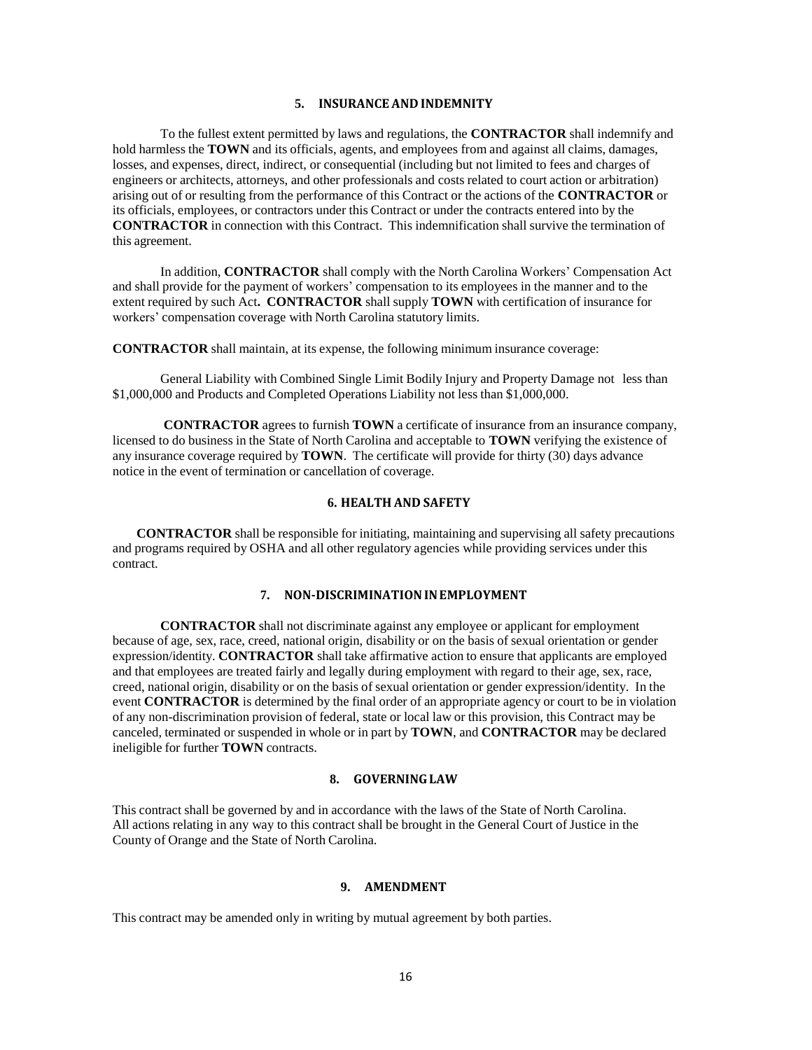## 5. INSURANCE AND INDEMNITY

To the fullest extent permitted by laws and regulations, the **CONTRACTOR** shall indemnify and hold harmless the **TOWN** and its officials, agents, and employees from and against all claims, damages, losses, and expenses, direct, indirect, or consequential (including but not limited to fees and charges of engineers or architects, attorneys, and other professionals and costs related to court action or arbitration) arising out of or resulting from the performance of this Contract or the actions of the **CONTRACTOR** or its officials, employees, or contractors under this Contract or under the contracts entered into by the **CONTRACTOR** in connection with this Contract. This indemnification shall survive the termination of this agreement.

In addition, **CONTRACTOR** shall comply with the North Carolina Workers' Compensation Act and shall provide for the payment of workers' compensation to its employees in the manner and to the extent required by such Act**. CONTRACTOR** shall supply **TOWN** with certification of insurance for workers' compensation coverage with North Carolina statutory limits.

**CONTRACTOR** shall maintain, at its expense, the following minimum insurance coverage:

General Liability with Combined Single Limit Bodily Injury and Property Damage not less than $1,000,000 and Products and Completed Operations Liability not less than $1,000,000.

**CONTRACTOR** agrees to furnish **TOWN** a certificate of insurance from an insurance company, licensed to do business in the State of North Carolina and acceptable to **TOWN** verifying the existence of any insurance coverage required by **TOWN**. The certificate will provide for thirty (30) days advance notice in the event of termination or cancellation of coverage.

## 6. HEALTH AND SAFETY

**CONTRACTOR** shall be responsible for initiating, maintaining and supervising all safety precautions and programs required by OSHA and all other regulatory agencies while providing services under this contract.

## 7. NON-DISCRIMINATION IN EMPLOYMENT

**CONTRACTOR** shall not discriminate against any employee or applicant for employment because of age, sex, race, creed, national origin, disability or on the basis of sexual orientation or gender expression/identity. **CONTRACTOR** shall take affirmative action to ensure that applicants are employed and that employees are treated fairly and legally during employment with regard to their age, sex, race, creed, national origin, disability or on the basis of sexual orientation or gender expression/identity. In the event **CONTRACTOR** is determined by the final order of an appropriate agency or court to be in violation of any non-discrimination provision of federal, state or local law or this provision, this Contract may be canceled, terminated or suspended in whole or in part by **TOWN**, and **CONTRACTOR** may be declared ineligible for further **TOWN** contracts.

## 8. GOVERNING LAW

This contract shall be governed by and in accordance with the laws of the State of North Carolina. All actions relating in any way to this contract shall be brought in the General Court of Justice in the County of Orange and the State of North Carolina.

## 9. AMENDMENT

This contract may be amended only in writing by mutual agreement by both parties.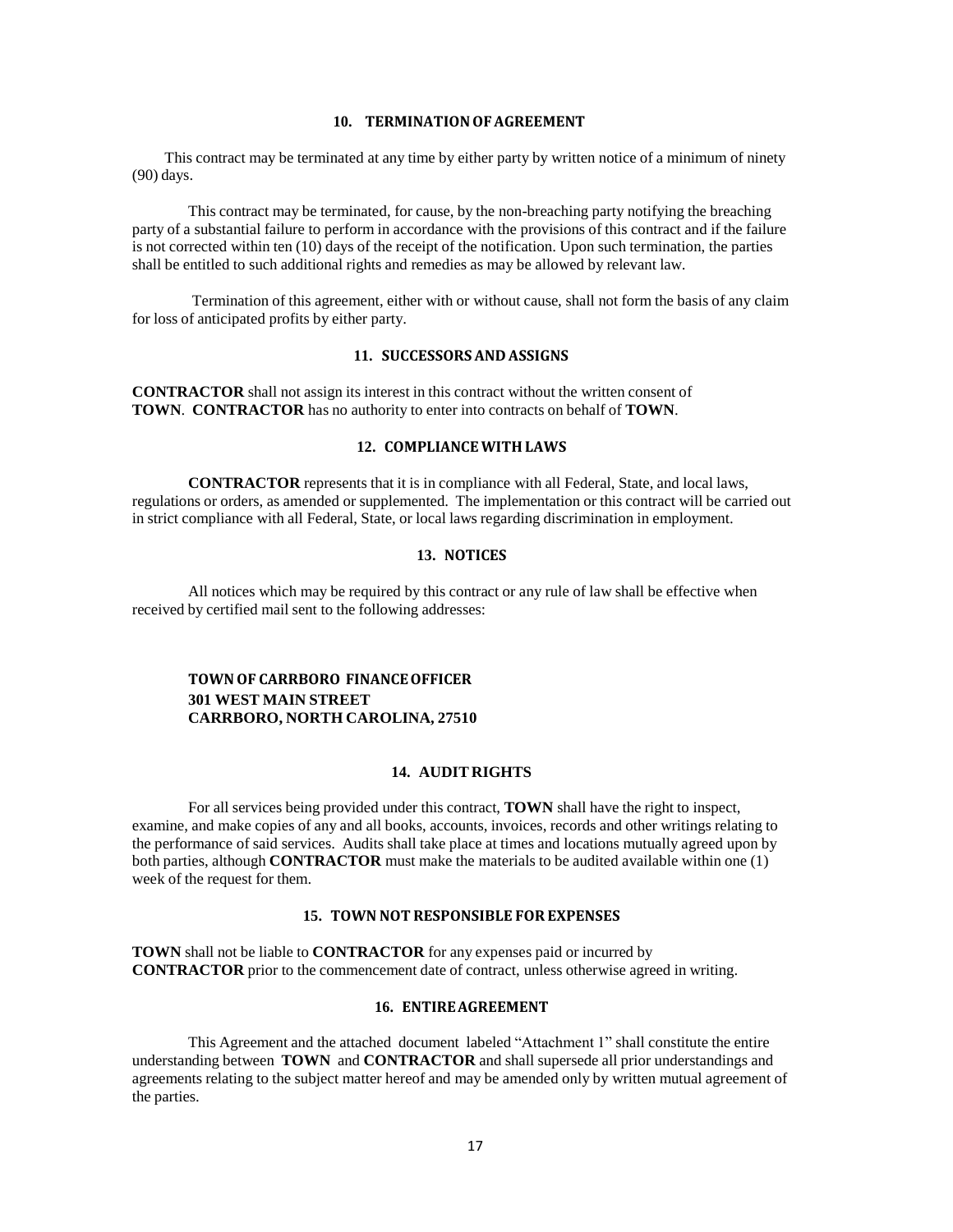## 10. TERMINATION OF AGREEMENT

This contract may be terminated at any time by either party by written notice of a minimum of ninety (90) days.

This contract may be terminated, for cause, by the non-breaching party notifying the breaching party of a substantial failure to perform in accordance with the provisions of this contract and if the failure is not corrected within ten (10) days of the receipt of the notification. Upon such termination, the parties shall be entitled to such additional rights and remedies as may be allowed by relevant law.

Termination of this agreement, either with or without cause, shall not form the basis of any claim for loss of anticipated profits by either party.

## 11. SUCCESSORS AND ASSIGNS

**CONTRACTOR** shall not assign its interest in this contract without the written consent of **TOWN**. **CONTRACTOR** has no authority to enter into contracts on behalf of **TOWN**.

## 12. COMPLIANCE WITH LAWS

**CONTRACTOR** represents that it is in compliance with all Federal, State, and local laws, regulations or orders, as amended or supplemented. The implementation or this contract will be carried out in strict compliance with all Federal, State, or local laws regarding discrimination in employment.

## 13. NOTICES

All notices which may be required by this contract or any rule of law shall be effective when received by certified mail sent to the following addresses:

**TOWN OF CARRBORO FINANCE OFFICER**
**301 WEST MAIN STREET**
**CARRBORO, NORTH CAROLINA, 27510**

## 14. AUDIT RIGHTS

For all services being provided under this contract, **TOWN** shall have the right to inspect, examine, and make copies of any and all books, accounts, invoices, records and other writings relating to the performance of said services. Audits shall take place at times and locations mutually agreed upon by both parties, although **CONTRACTOR** must make the materials to be audited available within one (1) week of the request for them.

## 15. TOWN NOT RESPONSIBLE FOR EXPENSES

**TOWN** shall not be liable to **CONTRACTOR** for any expenses paid or incurred by **CONTRACTOR** prior to the commencement date of contract, unless otherwise agreed in writing.

## 16. ENTIRE AGREEMENT

This Agreement and the attached document labeled "Attachment 1" shall constitute the entire understanding between **TOWN** and **CONTRACTOR** and shall supersede all prior understandings and agreements relating to the subject matter hereof and may be amended only by written mutual agreement of the parties.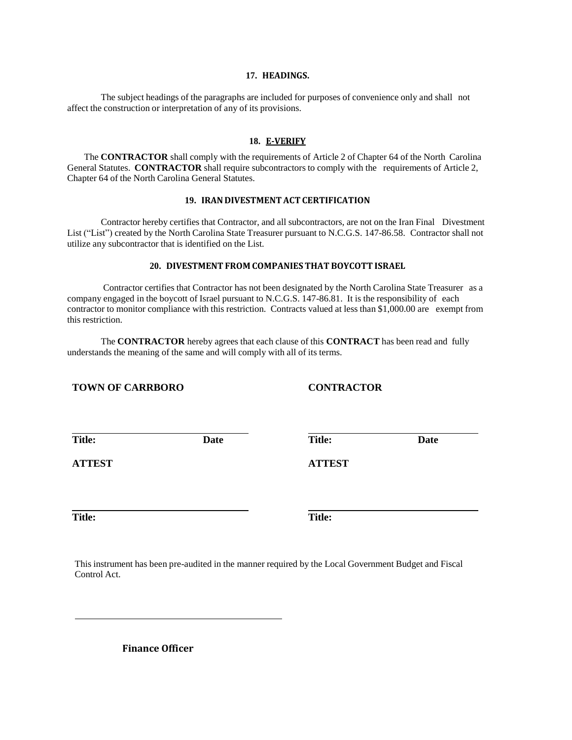### 17. HEADINGS.

The subject headings of the paragraphs are included for purposes of convenience only and shall not affect the construction or interpretation of any of its provisions.

### 18. E-VERIFY

The **CONTRACTOR** shall comply with the requirements of Article 2 of Chapter 64 of the North Carolina General Statutes. **CONTRACTOR** shall require subcontractors to comply with the requirements of Article 2, Chapter 64 of the North Carolina General Statutes.

### 19. IRAN DIVESTMENT ACT CERTIFICATION

Contractor hereby certifies that Contractor, and all subcontractors, are not on the Iran Final Divestment List ("List") created by the North Carolina State Treasurer pursuant to N.C.G.S. 147-86.58. Contractor shall not utilize any subcontractor that is identified on the List.

### 20. DIVESTMENT FROM COMPANIES THAT BOYCOTT ISRAEL

Contractor certifies that Contractor has not been designated by the North Carolina State Treasurer as a company engaged in the boycott of Israel pursuant to N.C.G.S. 147-86.81. It is the responsibility of each contractor to monitor compliance with this restriction. Contracts valued at less than $1,000.00 are exempt from this restriction.

The **CONTRACTOR** hereby agrees that each clause of this **CONTRACT** has been read and fully understands the meaning of the same and will comply with all of its terms.

**TOWN OF CARRBORO**

\_\_\_\_\_\_\_\_\_\_\_\_\_\_\_\_\_\_\_\_\_\_\_\_\_\_\_\_\_\_

**Title:** **Date**

**ATTEST**

\_\_\_\_\_\_\_\_\_\_\_\_\_\_\_\_\_\_\_\_\_\_\_\_\_\_\_\_\_\_

**Title:**

**CONTRACTOR**

\_\_\_\_\_\_\_\_\_\_\_\_\_\_\_\_\_\_\_\_\_\_\_\_\_\_\_\_\_\_

**Title:** **Date**

**ATTEST**

\_\_\_\_\_\_\_\_\_\_\_\_\_\_\_\_\_\_\_\_\_\_\_\_\_\_\_\_\_\_

**Title:**

This instrument has been pre-audited in the manner required by the Local Government Budget and Fiscal Control Act.

\_\_\_\_\_\_\_\_\_\_\_\_\_\_\_\_\_\_\_\_\_\_\_\_\_\_\_\_\_\_\_\_\_\_\_\_

**Finance Officer**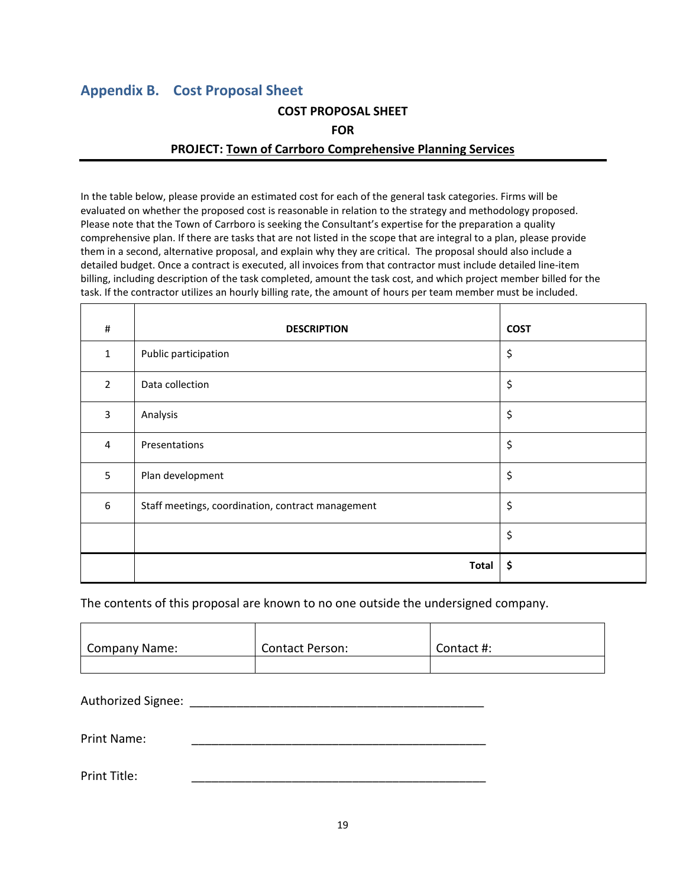## Appendix B. Cost Proposal Sheet

**COST PROPOSAL SHEET**

**FOR**

**PROJECT: Town of Carrboro Comprehensive Planning Services**

---

In the table below, please provide an estimated cost for each of the general task categories. Firms will be evaluated on whether the proposed cost is reasonable in relation to the strategy and methodology proposed. Please note that the Town of Carrboro is seeking the Consultant's expertise for the preparation a quality comprehensive plan. If there are tasks that are not listed in the scope that are integral to a plan, please provide them in a second, alternative proposal, and explain why they are critical. The proposal should also include a detailed budget. Once a contract is executed, all invoices from that contractor must include detailed line-item billing, including description of the task completed, amount the task cost, and which project member billed for the task. If the contractor utilizes an hourly billing rate, the amount of hours per team member must be included.

| # | DESCRIPTION | COST |
|---|---|---|
| 1 | Public participation | $ |
| 2 | Data collection | $ |
| 3 | Analysis | $ |
| 4 | Presentations | $ |
| 5 | Plan development | $ |
| 6 | Staff meetings, coordination, contract management | $ |
| | | $ |
| | **Total** | **$** |

The contents of this proposal are known to no one outside the undersigned company.

| Company Name: | Contact Person: | Contact #: |
|---|---|---|
| | | |

Authorized Signee: ___________________________________________

Print Name: ___________________________________________

Print Title: ___________________________________________